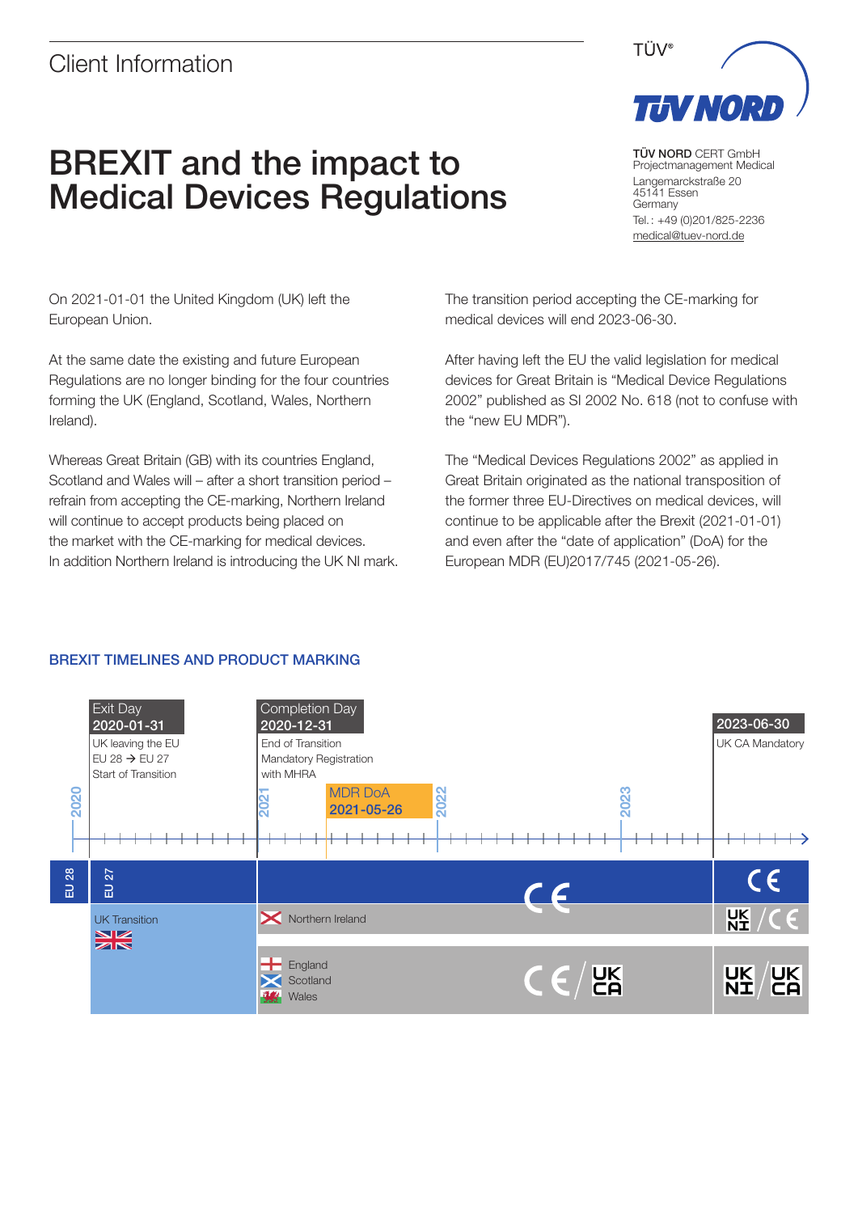Client Information

TÜV NORD CERT GmbH
Projectmanagement Medical
Langemarckstraße 20
45141 Essen
Germany
Tel.: +49 (0)201/825-2236
medical@tuev-nord.de

# BREXIT and the impact to Medical Devices Regulations

On 2021-01-01 the United Kingdom (UK) left the European Union.

At the same date the existing and future European Regulations are no longer binding for the four countries forming the UK (England, Scotland, Wales, Northern Ireland).

Whereas Great Britain (GB) with its countries England, Scotland and Wales will – after a short transition period – refrain from accepting the CE-marking, Northern Ireland will continue to accept products being placed on the market with the CE-marking for medical devices. In addition Northern Ireland is introducing the UK NI mark.

The transition period accepting the CE-marking for medical devices will end 2023-06-30.

After having left the EU the valid legislation for medical devices for Great Britain is "Medical Device Regulations 2002" published as SI 2002 No. 618 (not to confuse with the "new EU MDR").

The "Medical Devices Regulations 2002" as applied in Great Britain originated as the national transposition of the former three EU-Directives on medical devices, will continue to be applicable after the Brexit (2021-01-01) and even after the "date of application" (DoA) for the European MDR (EU)2017/745 (2021-05-26).

## BREXIT TIMELINES AND PRODUCT MARKING

Exit Day
2020-01-31
UK leaving the EU
EU 28 → EU 27
Start of Transition

Completion Day
2020-12-31
End of Transition
Mandatory Registration with MHRA

MDR DoA
2021-05-26

2023-06-30
UK CA Mandatory

2020 | 2021 | 2022 | 2023

EU 28 | EU 27 | CE | CE

UK Transition | Northern Ireland | UK NI / CE

England, Scotland, Wales | CE / UK CA | UK NI / UK CA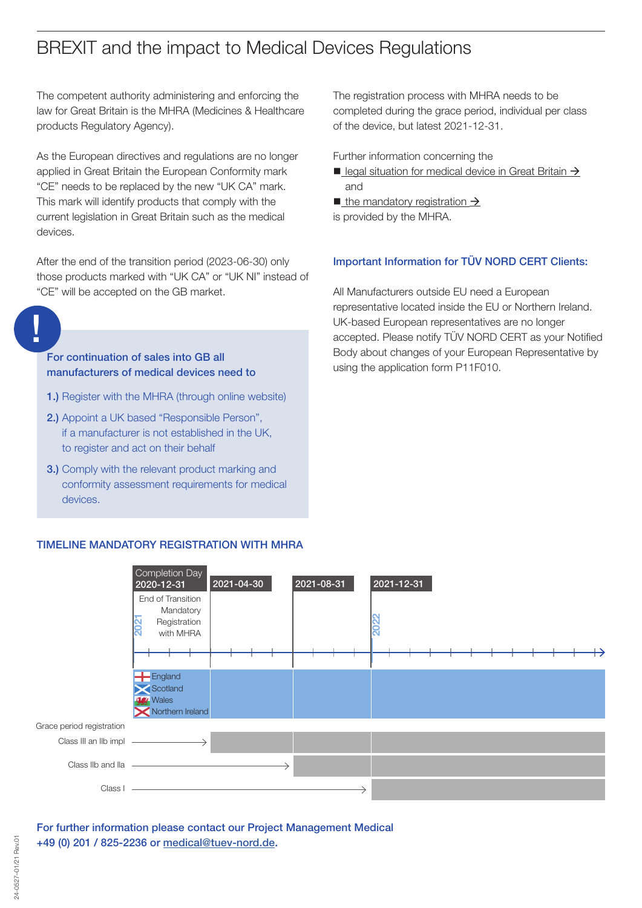# BREXIT and the impact to Medical Devices Regulations

The competent authority administering and enforcing the law for Great Britain is the MHRA (Medicines & Healthcare products Regulatory Agency).

As the European directives and regulations are no longer applied in Great Britain the European Conformity mark "CE" needs to be replaced by the new "UK CA" mark. This mark will identify products that comply with the current legislation in Great Britain such as the medical devices.

After the end of the transition period (2023-06-30) only those products marked with "UK CA" or "UK NI" instead of "CE" will be accepted on the GB market.

**!**

**For continuation of sales into GB all manufacturers of medical devices need to**

**1.)** Register with the MHRA (through online website)

**2.)** Appoint a UK based "Responsible Person", if a manufacturer is not established in the UK, to register and act on their behalf

**3.)** Comply with the relevant product marking and conformity assessment requirements for medical devices.

The registration process with MHRA needs to be completed during the grace period, individual per class of the device, but latest 2021-12-31.

Further information concerning the

- legal situation for medical device in Great Britain →

and

- the mandatory registration →

is provided by the MHRA.

### Important Information for TÜV NORD CERT Clients:

All Manufacturers outside EU need a European representative located inside the EU or Northern Ireland. UK-based European representatives are no longer accepted. Please notify TÜV NORD CERT as your Notified Body about changes of your European Representative by using the application form P11F010.

### TIMELINE MANDATORY REGISTRATION WITH MHRA

Completion Day
2020-12-31
End of Transition
Mandatory Registration with MHRA

2021-04-30

2021-08-31

2021-12-31

2021

2022

England
Scotland
Wales
Northern Ireland

Grace period registration

Class III an IIb impl

Class IIb and IIa

Class I

**For further information please contact our Project Management Medical +49 (0) 201 / 825-2236 or medical@tuev-nord.de.**

24-0527-01/21 Rev.01